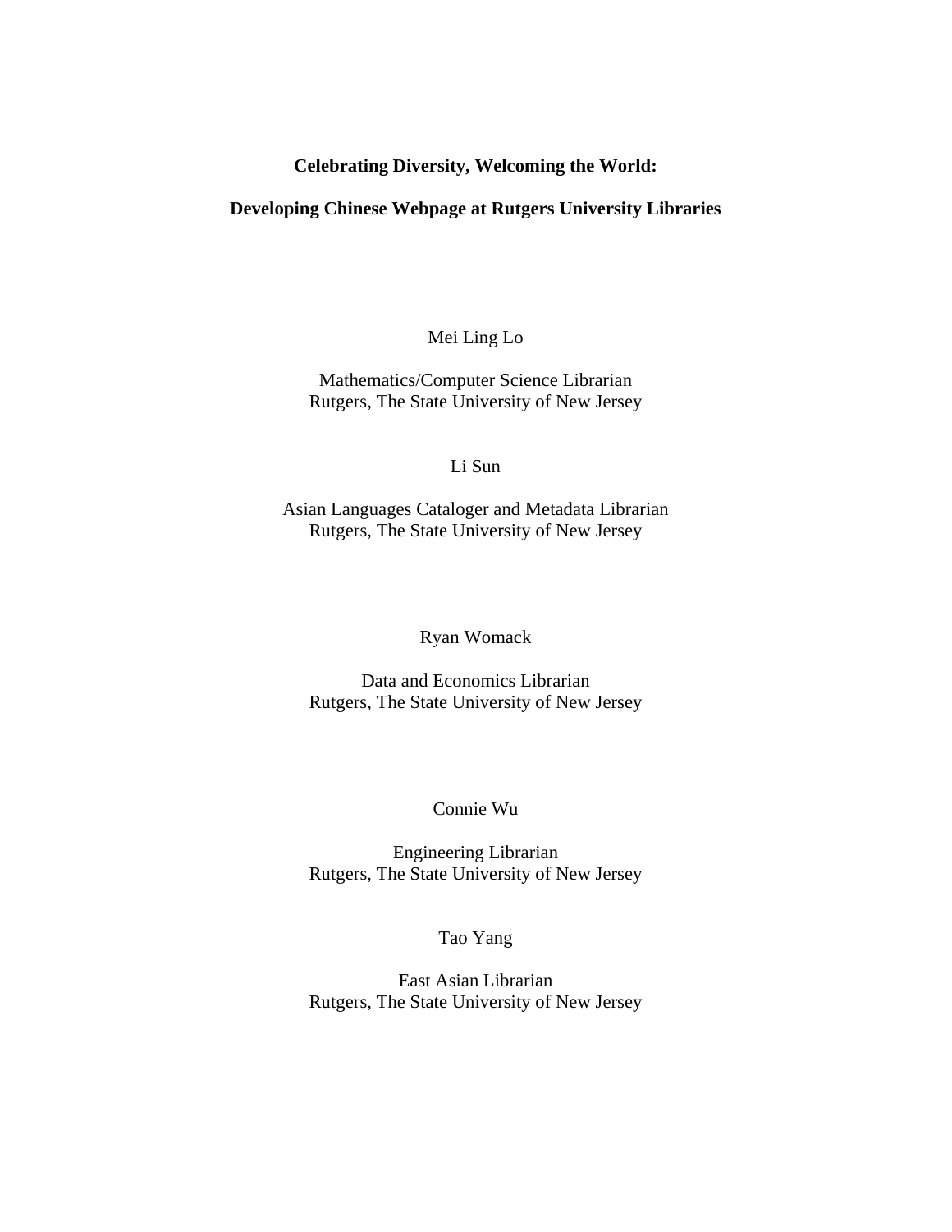**Celebrating Diversity, Welcoming the World:**

**Developing Chinese Webpage at Rutgers University Libraries**

Mei Ling Lo

Mathematics/Computer Science Librarian
Rutgers, The State University of New Jersey

Li Sun

Asian Languages Cataloger and Metadata Librarian
Rutgers, The State University of New Jersey

Ryan Womack

Data and Economics Librarian
Rutgers, The State University of New Jersey

Connie Wu

Engineering Librarian
Rutgers, The State University of New Jersey

Tao Yang

East Asian Librarian
Rutgers, The State University of New Jersey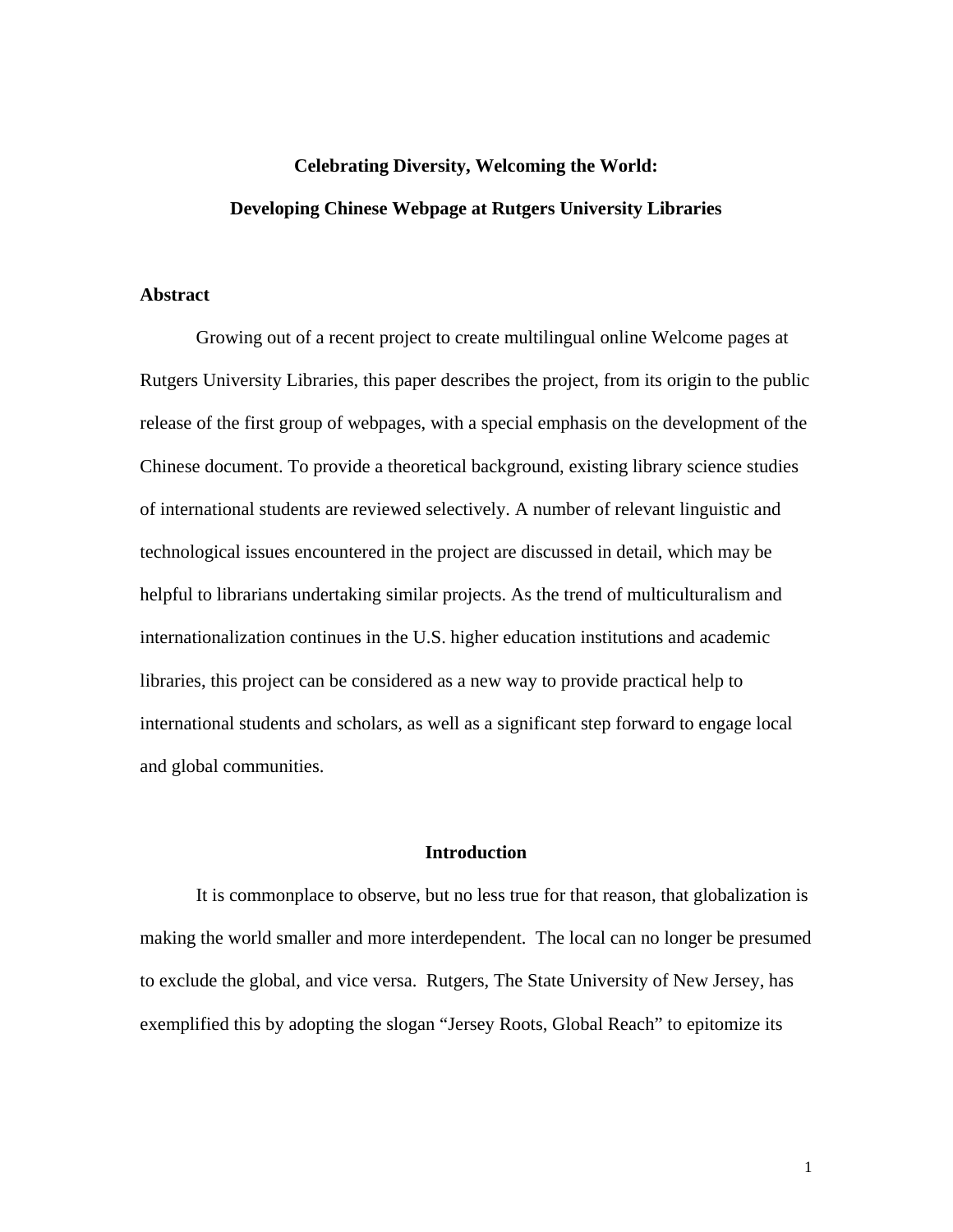**Celebrating Diversity, Welcoming the World:**

**Developing Chinese Webpage at Rutgers University Libraries**

## Abstract

Growing out of a recent project to create multilingual online Welcome pages at Rutgers University Libraries, this paper describes the project, from its origin to the public release of the first group of webpages, with a special emphasis on the development of the Chinese document. To provide a theoretical background, existing library science studies of international students are reviewed selectively. A number of relevant linguistic and technological issues encountered in the project are discussed in detail, which may be helpful to librarians undertaking similar projects. As the trend of multiculturalism and internationalization continues in the U.S. higher education institutions and academic libraries, this project can be considered as a new way to provide practical help to international students and scholars, as well as a significant step forward to engage local and global communities.

## Introduction

It is commonplace to observe, but no less true for that reason, that globalization is making the world smaller and more interdependent. The local can no longer be presumed to exclude the global, and vice versa. Rutgers, The State University of New Jersey, has exemplified this by adopting the slogan "Jersey Roots, Global Reach" to epitomize its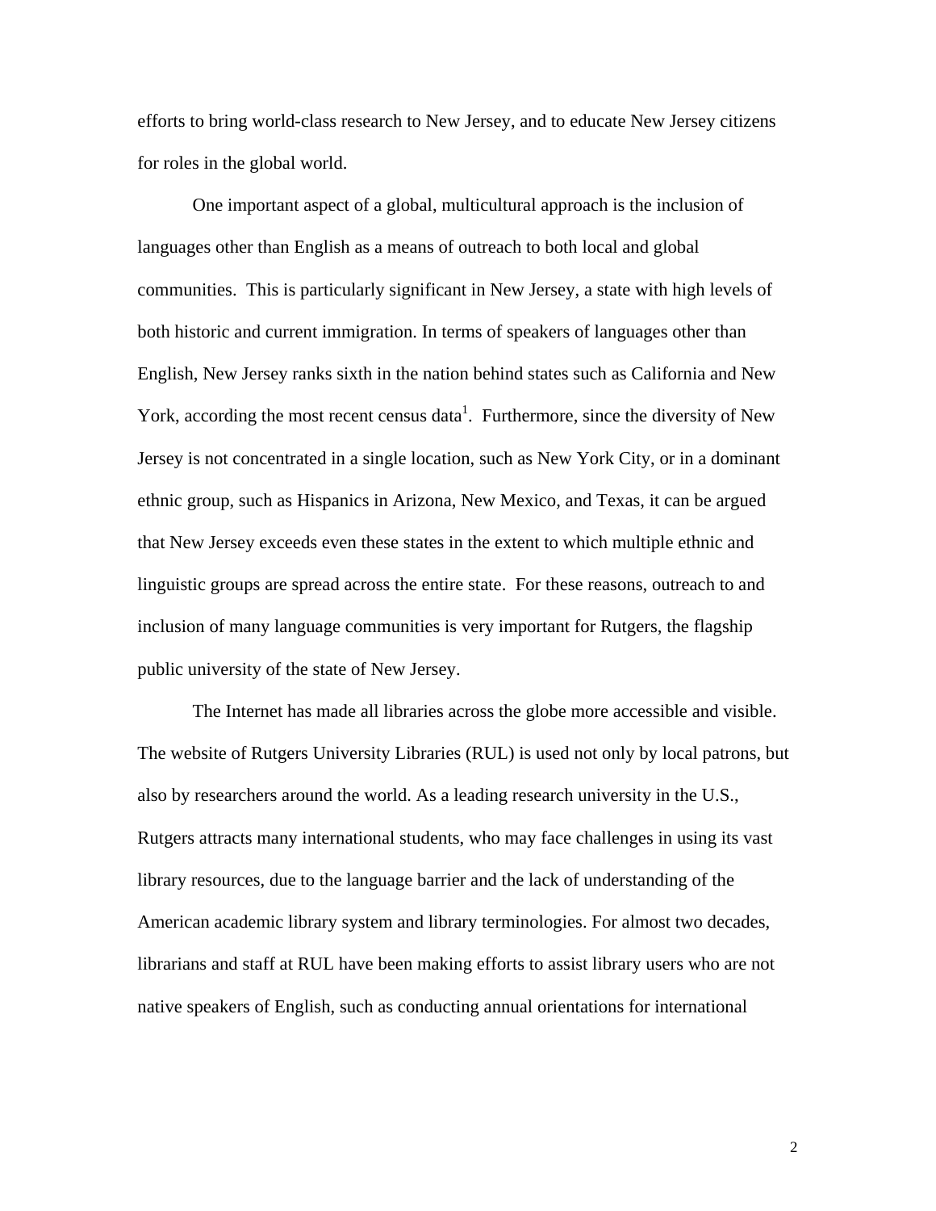efforts to bring world-class research to New Jersey, and to educate New Jersey citizens for roles in the global world.

One important aspect of a global, multicultural approach is the inclusion of languages other than English as a means of outreach to both local and global communities. This is particularly significant in New Jersey, a state with high levels of both historic and current immigration. In terms of speakers of languages other than English, New Jersey ranks sixth in the nation behind states such as California and New York, according the most recent census data[1]. Furthermore, since the diversity of New Jersey is not concentrated in a single location, such as New York City, or in a dominant ethnic group, such as Hispanics in Arizona, New Mexico, and Texas, it can be argued that New Jersey exceeds even these states in the extent to which multiple ethnic and linguistic groups are spread across the entire state. For these reasons, outreach to and inclusion of many language communities is very important for Rutgers, the flagship public university of the state of New Jersey.

The Internet has made all libraries across the globe more accessible and visible. The website of Rutgers University Libraries (RUL) is used not only by local patrons, but also by researchers around the world. As a leading research university in the U.S., Rutgers attracts many international students, who may face challenges in using its vast library resources, due to the language barrier and the lack of understanding of the American academic library system and library terminologies. For almost two decades, librarians and staff at RUL have been making efforts to assist library users who are not native speakers of English, such as conducting annual orientations for international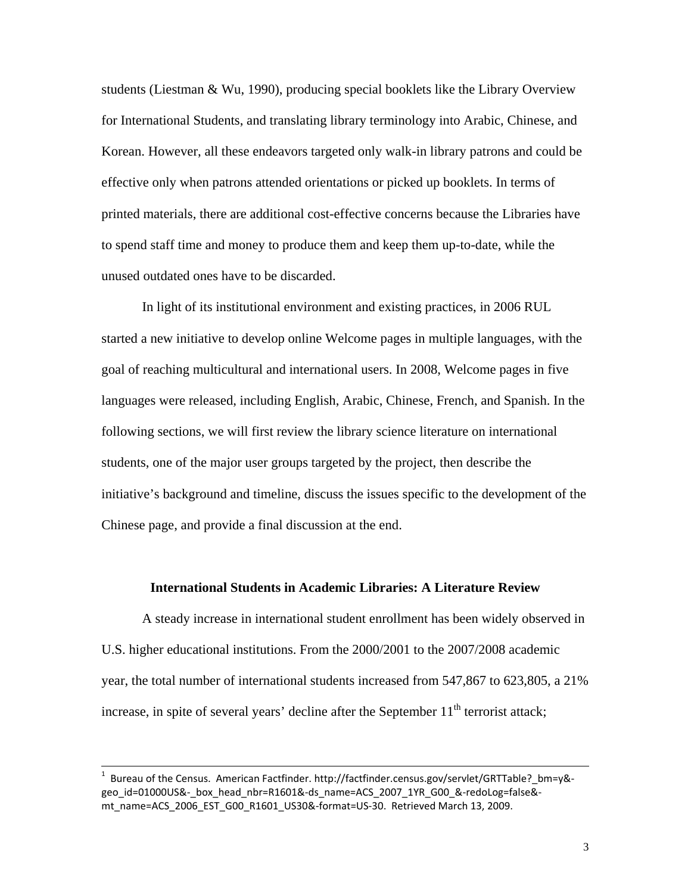students (Liestman & Wu, 1990), producing special booklets like the Library Overview for International Students, and translating library terminology into Arabic, Chinese, and Korean. However, all these endeavors targeted only walk-in library patrons and could be effective only when patrons attended orientations or picked up booklets. In terms of printed materials, there are additional cost-effective concerns because the Libraries have to spend staff time and money to produce them and keep them up-to-date, while the unused outdated ones have to be discarded.

In light of its institutional environment and existing practices, in 2006 RUL started a new initiative to develop online Welcome pages in multiple languages, with the goal of reaching multicultural and international users. In 2008, Welcome pages in five languages were released, including English, Arabic, Chinese, French, and Spanish. In the following sections, we will first review the library science literature on international students, one of the major user groups targeted by the project, then describe the initiative's background and timeline, discuss the issues specific to the development of the Chinese page, and provide a final discussion at the end.

## International Students in Academic Libraries: A Literature Review

A steady increase in international student enrollment has been widely observed in U.S. higher educational institutions. From the 2000/2001 to the 2007/2008 academic year, the total number of international students increased from 547,867 to 623,805, a 21% increase, in spite of several years' decline after the September 11th terrorist attack;

---

[1] Bureau of the Census. American Factfinder. http://factfinder.census.gov/servlet/GRTTable?_bm=y&-geo_id=01000US&-_box_head_nbr=R1601&-ds_name=ACS_2007_1YR_G00_&-redoLog=false&-mt_name=ACS_2006_EST_G00_R1601_US30&-format=US-30. Retrieved March 13, 2009.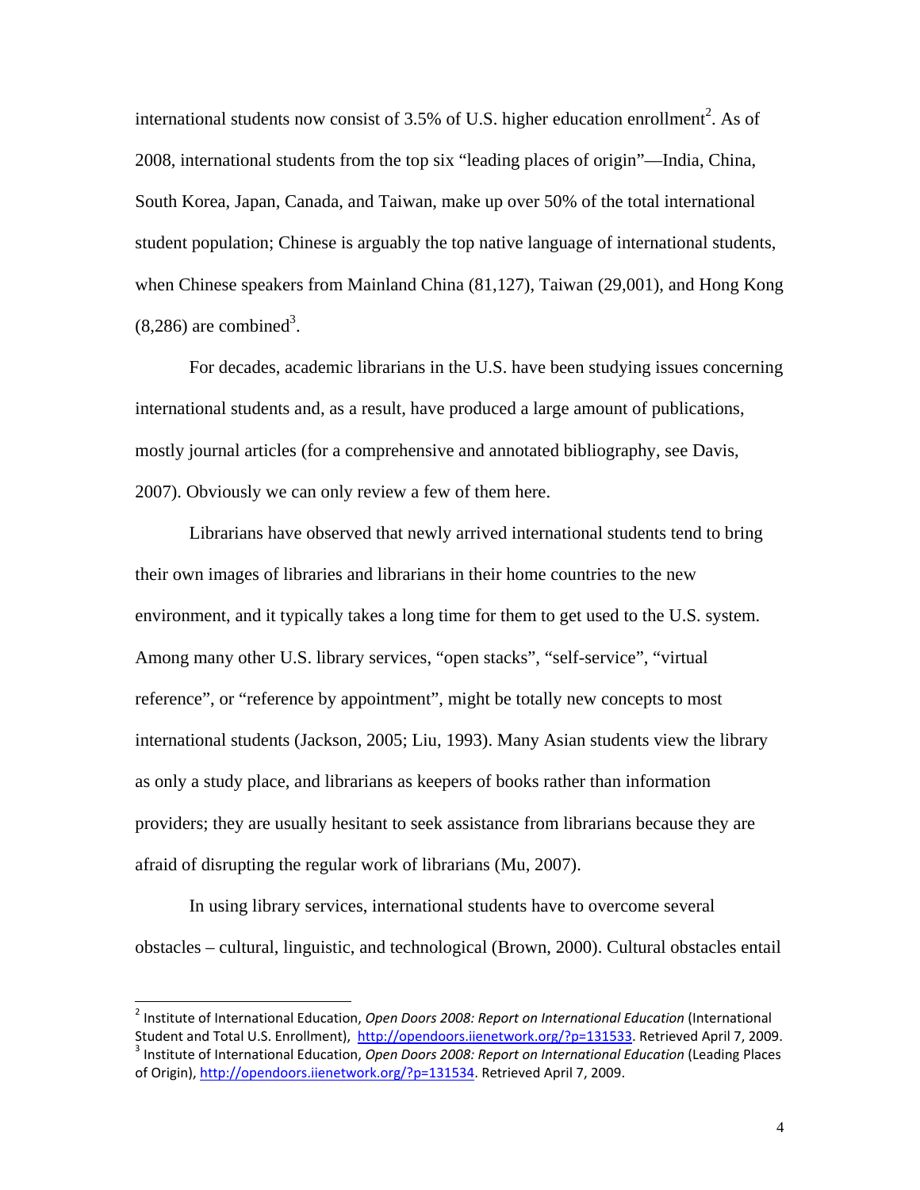international students now consist of 3.5% of U.S. higher education enrollment[2]. As of 2008, international students from the top six "leading places of origin"—India, China, South Korea, Japan, Canada, and Taiwan, make up over 50% of the total international student population; Chinese is arguably the top native language of international students, when Chinese speakers from Mainland China (81,127), Taiwan (29,001), and Hong Kong (8,286) are combined[3].

For decades, academic librarians in the U.S. have been studying issues concerning international students and, as a result, have produced a large amount of publications, mostly journal articles (for a comprehensive and annotated bibliography, see Davis, 2007). Obviously we can only review a few of them here.

Librarians have observed that newly arrived international students tend to bring their own images of libraries and librarians in their home countries to the new environment, and it typically takes a long time for them to get used to the U.S. system. Among many other U.S. library services, "open stacks", "self-service", "virtual reference", or "reference by appointment", might be totally new concepts to most international students (Jackson, 2005; Liu, 1993). Many Asian students view the library as only a study place, and librarians as keepers of books rather than information providers; they are usually hesitant to seek assistance from librarians because they are afraid of disrupting the regular work of librarians (Mu, 2007).

In using library services, international students have to overcome several obstacles – cultural, linguistic, and technological (Brown, 2000). Cultural obstacles entail

---

[2] Institute of International Education, *Open Doors 2008: Report on International Education* (International Student and Total U.S. Enrollment), http://opendoors.iienetwork.org/?p=131533. Retrieved April 7, 2009.

[3] Institute of International Education, *Open Doors 2008: Report on International Education* (Leading Places of Origin), http://opendoors.iienetwork.org/?p=131534. Retrieved April 7, 2009.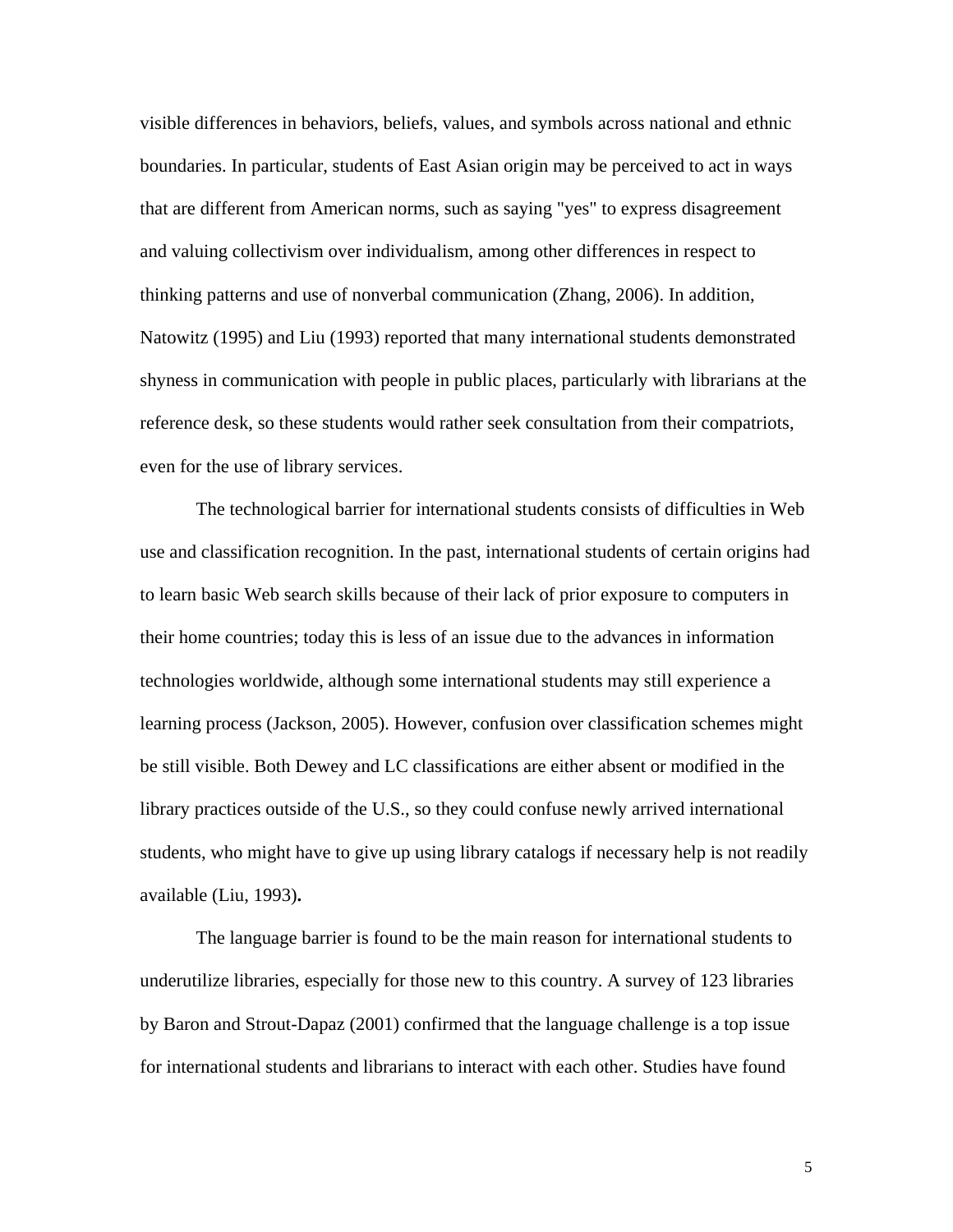visible differences in behaviors, beliefs, values, and symbols across national and ethnic boundaries. In particular, students of East Asian origin may be perceived to act in ways that are different from American norms, such as saying "yes" to express disagreement and valuing collectivism over individualism, among other differences in respect to thinking patterns and use of nonverbal communication (Zhang, 2006). In addition, Natowitz (1995) and Liu (1993) reported that many international students demonstrated shyness in communication with people in public places, particularly with librarians at the reference desk, so these students would rather seek consultation from their compatriots, even for the use of library services.

The technological barrier for international students consists of difficulties in Web use and classification recognition. In the past, international students of certain origins had to learn basic Web search skills because of their lack of prior exposure to computers in their home countries; today this is less of an issue due to the advances in information technologies worldwide, although some international students may still experience a learning process (Jackson, 2005). However, confusion over classification schemes might be still visible. Both Dewey and LC classifications are either absent or modified in the library practices outside of the U.S., so they could confuse newly arrived international students, who might have to give up using library catalogs if necessary help is not readily available (Liu, 1993)**.**

The language barrier is found to be the main reason for international students to underutilize libraries, especially for those new to this country. A survey of 123 libraries by Baron and Strout-Dapaz (2001) confirmed that the language challenge is a top issue for international students and librarians to interact with each other. Studies have found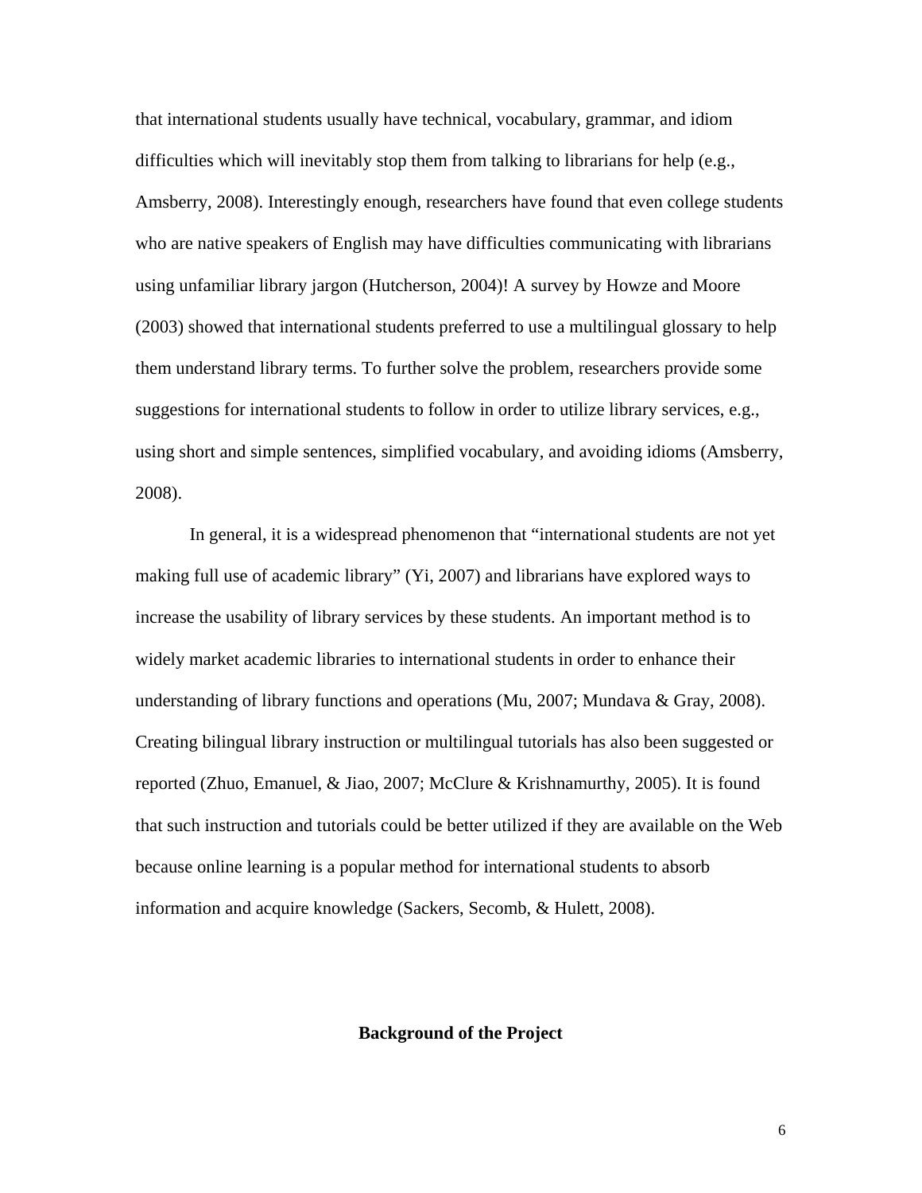that international students usually have technical, vocabulary, grammar, and idiom difficulties which will inevitably stop them from talking to librarians for help (e.g., Amsberry, 2008). Interestingly enough, researchers have found that even college students who are native speakers of English may have difficulties communicating with librarians using unfamiliar library jargon (Hutcherson, 2004)! A survey by Howze and Moore (2003) showed that international students preferred to use a multilingual glossary to help them understand library terms. To further solve the problem, researchers provide some suggestions for international students to follow in order to utilize library services, e.g., using short and simple sentences, simplified vocabulary, and avoiding idioms (Amsberry, 2008).

In general, it is a widespread phenomenon that "international students are not yet making full use of academic library" (Yi, 2007) and librarians have explored ways to increase the usability of library services by these students. An important method is to widely market academic libraries to international students in order to enhance their understanding of library functions and operations (Mu, 2007; Mundava & Gray, 2008). Creating bilingual library instruction or multilingual tutorials has also been suggested or reported (Zhuo, Emanuel, & Jiao, 2007; McClure & Krishnamurthy, 2005). It is found that such instruction and tutorials could be better utilized if they are available on the Web because online learning is a popular method for international students to absorb information and acquire knowledge (Sackers, Secomb, & Hulett, 2008).

## Background of the Project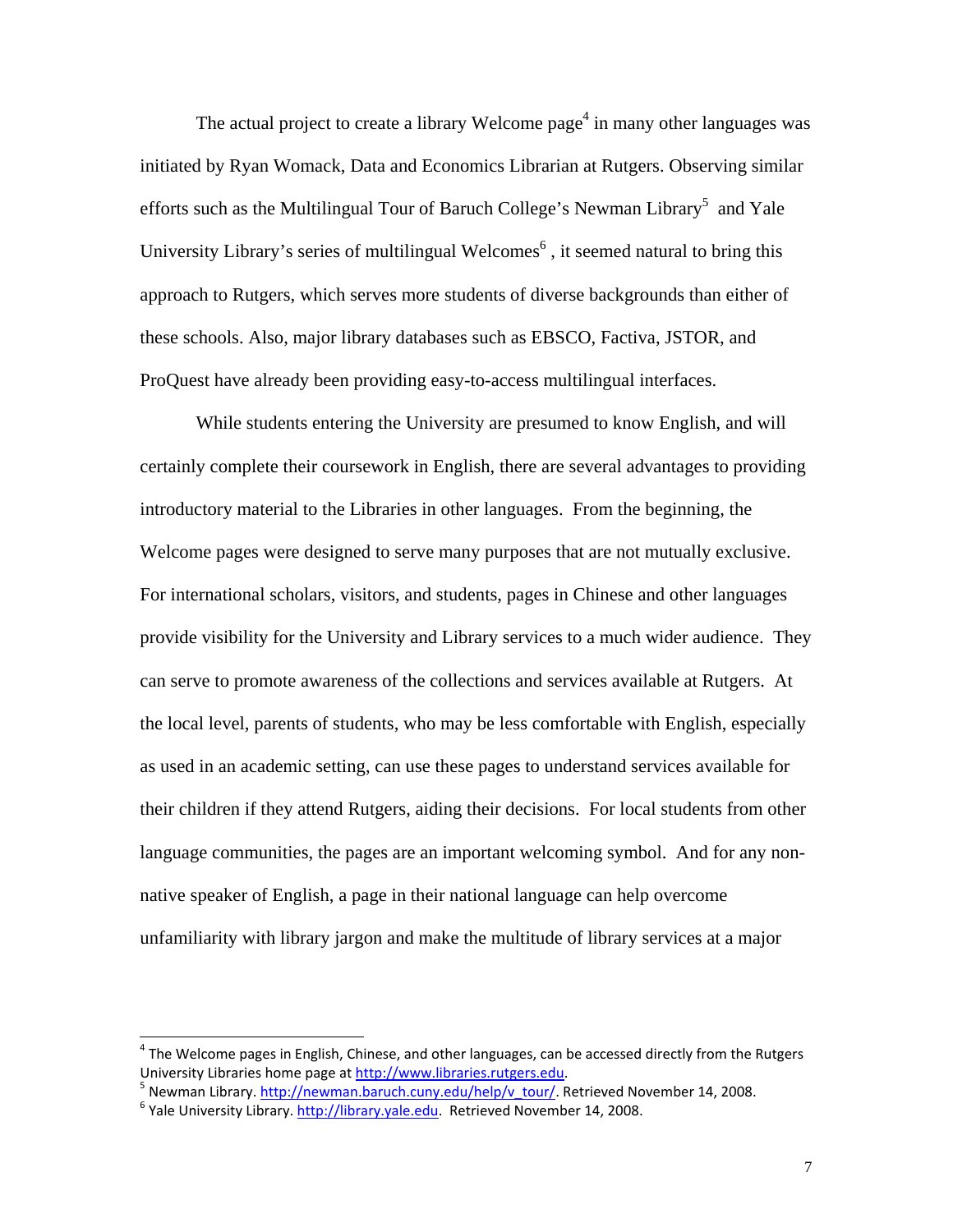The actual project to create a library Welcome page[4] in many other languages was initiated by Ryan Womack, Data and Economics Librarian at Rutgers. Observing similar efforts such as the Multilingual Tour of Baruch College's Newman Library[5] and Yale University Library's series of multilingual Welcomes[6] , it seemed natural to bring this approach to Rutgers, which serves more students of diverse backgrounds than either of these schools. Also, major library databases such as EBSCO, Factiva, JSTOR, and ProQuest have already been providing easy-to-access multilingual interfaces.

While students entering the University are presumed to know English, and will certainly complete their coursework in English, there are several advantages to providing introductory material to the Libraries in other languages. From the beginning, the Welcome pages were designed to serve many purposes that are not mutually exclusive. For international scholars, visitors, and students, pages in Chinese and other languages provide visibility for the University and Library services to a much wider audience. They can serve to promote awareness of the collections and services available at Rutgers. At the local level, parents of students, who may be less comfortable with English, especially as used in an academic setting, can use these pages to understand services available for their children if they attend Rutgers, aiding their decisions. For local students from other language communities, the pages are an important welcoming symbol. And for any non-native speaker of English, a page in their national language can help overcome unfamiliarity with library jargon and make the multitude of library services at a major

---

[4] The Welcome pages in English, Chinese, and other languages, can be accessed directly from the Rutgers University Libraries home page at http://www.libraries.rutgers.edu.

[5] Newman Library. http://newman.baruch.cuny.edu/help/v_tour/. Retrieved November 14, 2008.

[6] Yale University Library. http://library.yale.edu. Retrieved November 14, 2008.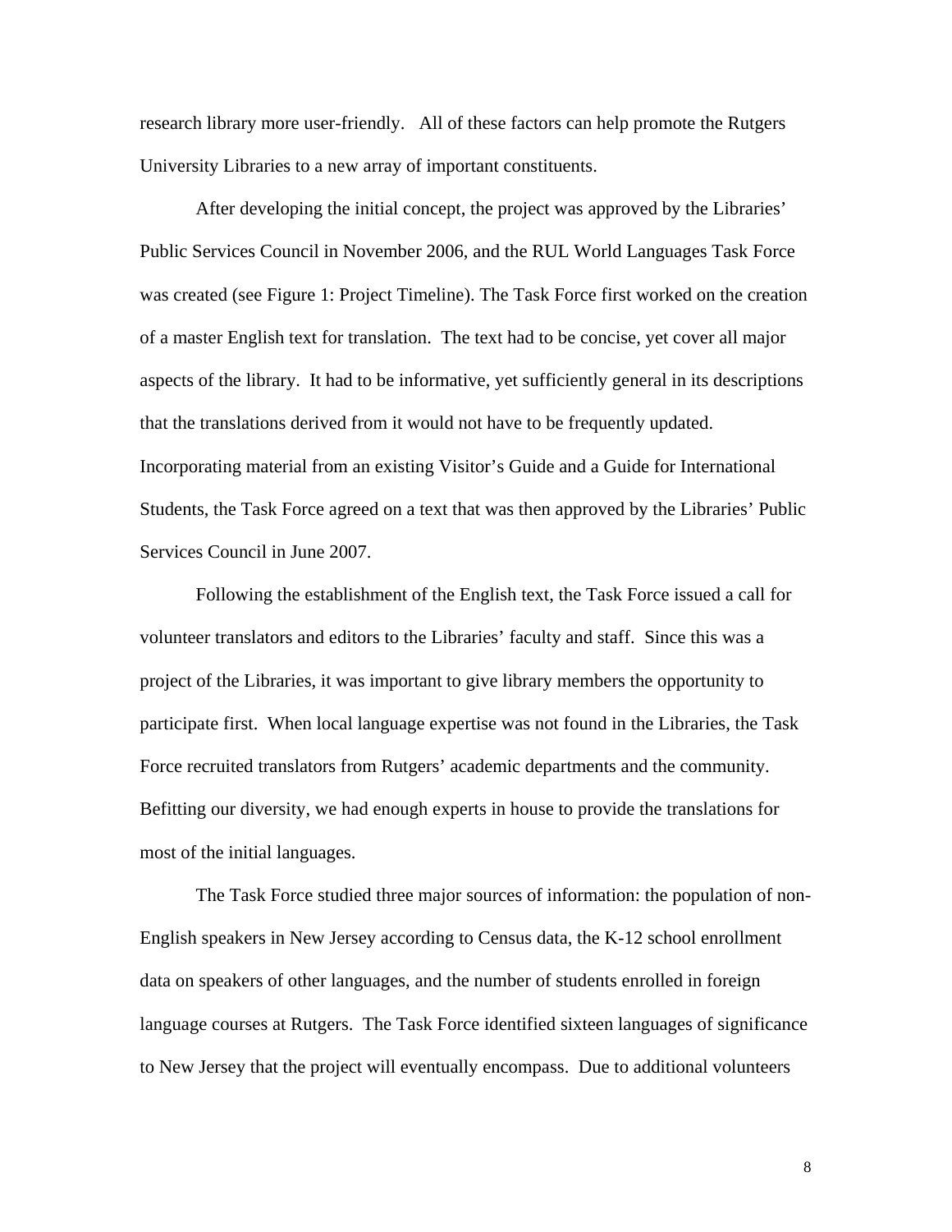research library more user-friendly. All of these factors can help promote the Rutgers University Libraries to a new array of important constituents.

After developing the initial concept, the project was approved by the Libraries' Public Services Council in November 2006, and the RUL World Languages Task Force was created (see Figure 1: Project Timeline). The Task Force first worked on the creation of a master English text for translation. The text had to be concise, yet cover all major aspects of the library. It had to be informative, yet sufficiently general in its descriptions that the translations derived from it would not have to be frequently updated. Incorporating material from an existing Visitor's Guide and a Guide for International Students, the Task Force agreed on a text that was then approved by the Libraries' Public Services Council in June 2007.

Following the establishment of the English text, the Task Force issued a call for volunteer translators and editors to the Libraries' faculty and staff. Since this was a project of the Libraries, it was important to give library members the opportunity to participate first. When local language expertise was not found in the Libraries, the Task Force recruited translators from Rutgers' academic departments and the community. Befitting our diversity, we had enough experts in house to provide the translations for most of the initial languages.

The Task Force studied three major sources of information: the population of non-English speakers in New Jersey according to Census data, the K-12 school enrollment data on speakers of other languages, and the number of students enrolled in foreign language courses at Rutgers. The Task Force identified sixteen languages of significance to New Jersey that the project will eventually encompass. Due to additional volunteers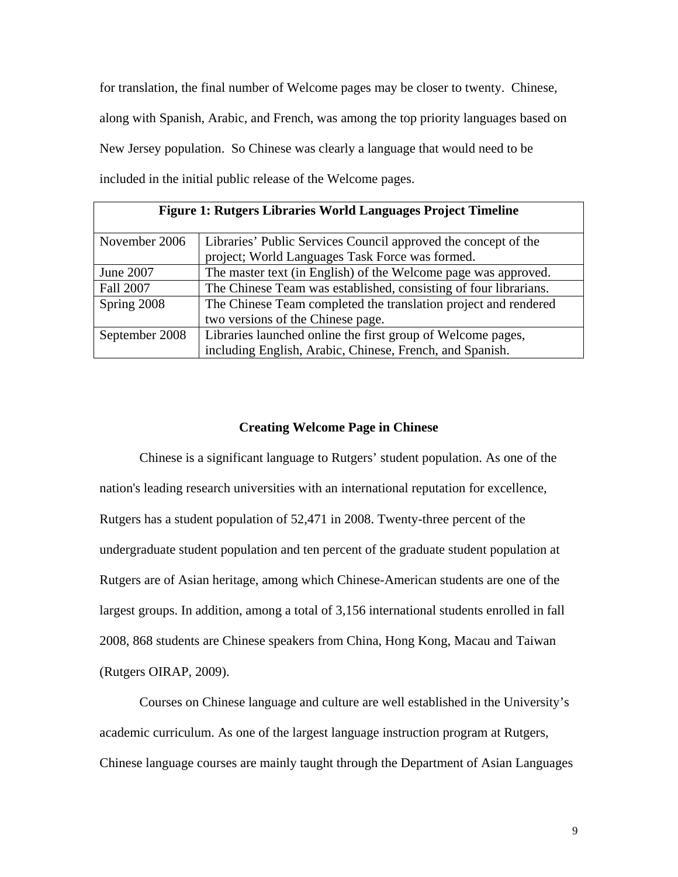for translation, the final number of Welcome pages may be closer to twenty. Chinese, along with Spanish, Arabic, and French, was among the top priority languages based on New Jersey population. So Chinese was clearly a language that would need to be included in the initial public release of the Welcome pages.

**Figure 1: Rutgers Libraries World Languages Project Timeline**

| | |
|---|---|
| November 2006 | Libraries' Public Services Council approved the concept of the project; World Languages Task Force was formed. |
| June 2007 | The master text (in English) of the Welcome page was approved. |
| Fall 2007 | The Chinese Team was established, consisting of four librarians. |
| Spring 2008 | The Chinese Team completed the translation project and rendered two versions of the Chinese page. |
| September 2008 | Libraries launched online the first group of Welcome pages, including English, Arabic, Chinese, French, and Spanish. |

## Creating Welcome Page in Chinese

Chinese is a significant language to Rutgers' student population. As one of the nation's leading research universities with an international reputation for excellence, Rutgers has a student population of 52,471 in 2008. Twenty-three percent of the undergraduate student population and ten percent of the graduate student population at Rutgers are of Asian heritage, among which Chinese-American students are one of the largest groups. In addition, among a total of 3,156 international students enrolled in fall 2008, 868 students are Chinese speakers from China, Hong Kong, Macau and Taiwan (Rutgers OIRAP, 2009).

Courses on Chinese language and culture are well established in the University's academic curriculum. As one of the largest language instruction program at Rutgers, Chinese language courses are mainly taught through the Department of Asian Languages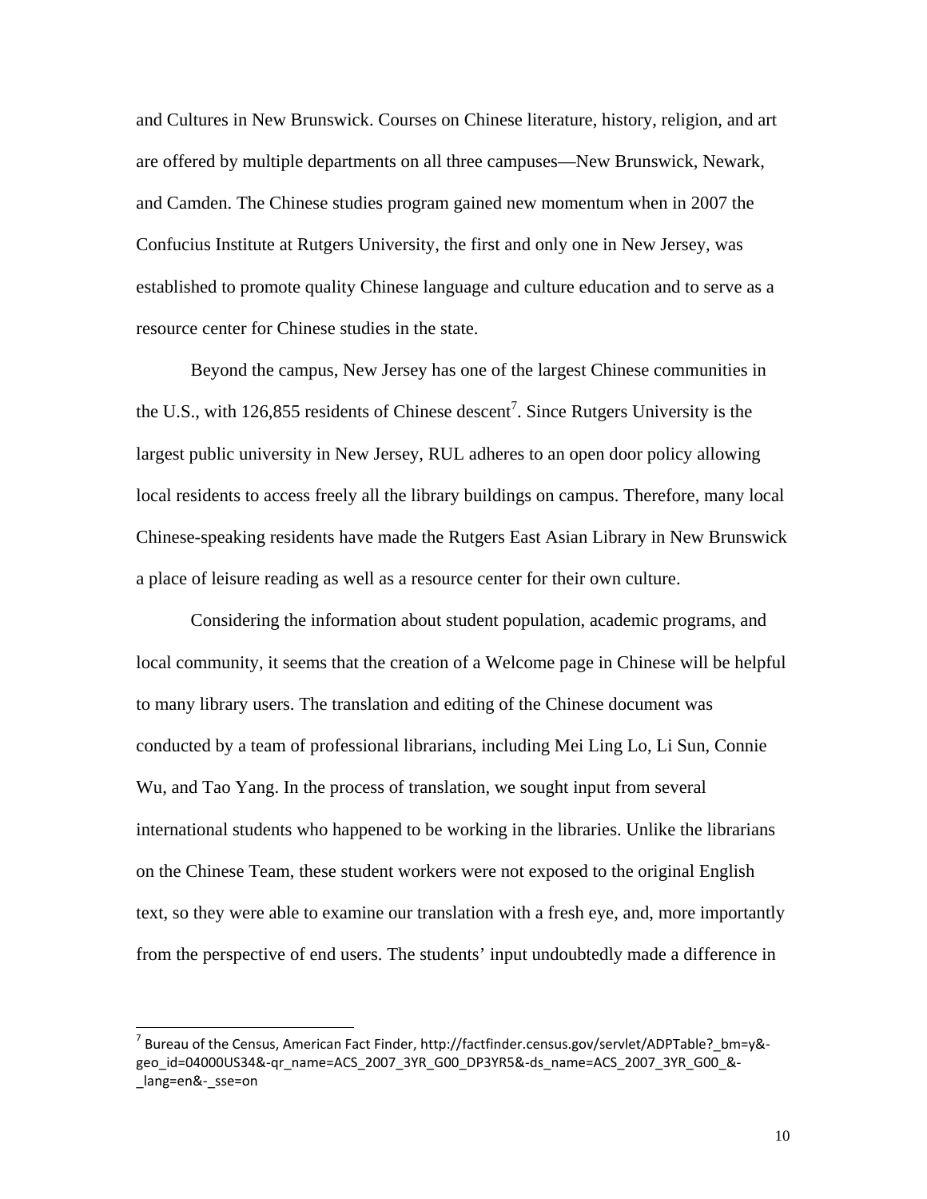and Cultures in New Brunswick. Courses on Chinese literature, history, religion, and art are offered by multiple departments on all three campuses—New Brunswick, Newark, and Camden. The Chinese studies program gained new momentum when in 2007 the Confucius Institute at Rutgers University, the first and only one in New Jersey, was established to promote quality Chinese language and culture education and to serve as a resource center for Chinese studies in the state.

Beyond the campus, New Jersey has one of the largest Chinese communities in the U.S., with 126,855 residents of Chinese descent[7]. Since Rutgers University is the largest public university in New Jersey, RUL adheres to an open door policy allowing local residents to access freely all the library buildings on campus. Therefore, many local Chinese-speaking residents have made the Rutgers East Asian Library in New Brunswick a place of leisure reading as well as a resource center for their own culture.

Considering the information about student population, academic programs, and local community, it seems that the creation of a Welcome page in Chinese will be helpful to many library users. The translation and editing of the Chinese document was conducted by a team of professional librarians, including Mei Ling Lo, Li Sun, Connie Wu, and Tao Yang. In the process of translation, we sought input from several international students who happened to be working in the libraries. Unlike the librarians on the Chinese Team, these student workers were not exposed to the original English text, so they were able to examine our translation with a fresh eye, and, more importantly from the perspective of end users. The students' input undoubtedly made a difference in

---

[7] Bureau of the Census, American Fact Finder, http://factfinder.census.gov/servlet/ADPTable?_bm=y&-geo_id=04000US34&-qr_name=ACS_2007_3YR_G00_DP3YR5&-ds_name=ACS_2007_3YR_G00_&-_lang=en&-_sse=on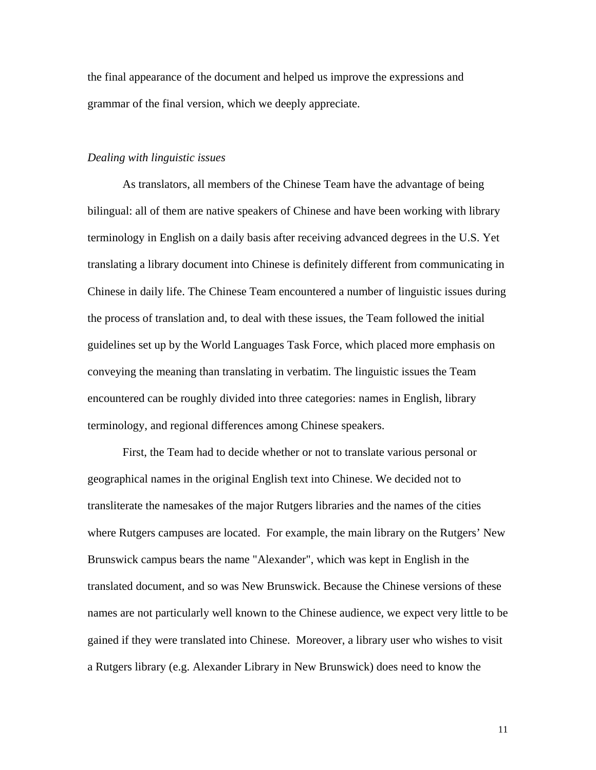the final appearance of the document and helped us improve the expressions and grammar of the final version, which we deeply appreciate.

*Dealing with linguistic issues*

As translators, all members of the Chinese Team have the advantage of being bilingual: all of them are native speakers of Chinese and have been working with library terminology in English on a daily basis after receiving advanced degrees in the U.S. Yet translating a library document into Chinese is definitely different from communicating in Chinese in daily life. The Chinese Team encountered a number of linguistic issues during the process of translation and, to deal with these issues, the Team followed the initial guidelines set up by the World Languages Task Force, which placed more emphasis on conveying the meaning than translating in verbatim. The linguistic issues the Team encountered can be roughly divided into three categories: names in English, library terminology, and regional differences among Chinese speakers.

First, the Team had to decide whether or not to translate various personal or geographical names in the original English text into Chinese. We decided not to transliterate the namesakes of the major Rutgers libraries and the names of the cities where Rutgers campuses are located. For example, the main library on the Rutgers' New Brunswick campus bears the name "Alexander", which was kept in English in the translated document, and so was New Brunswick. Because the Chinese versions of these names are not particularly well known to the Chinese audience, we expect very little to be gained if they were translated into Chinese. Moreover, a library user who wishes to visit a Rutgers library (e.g. Alexander Library in New Brunswick) does need to know the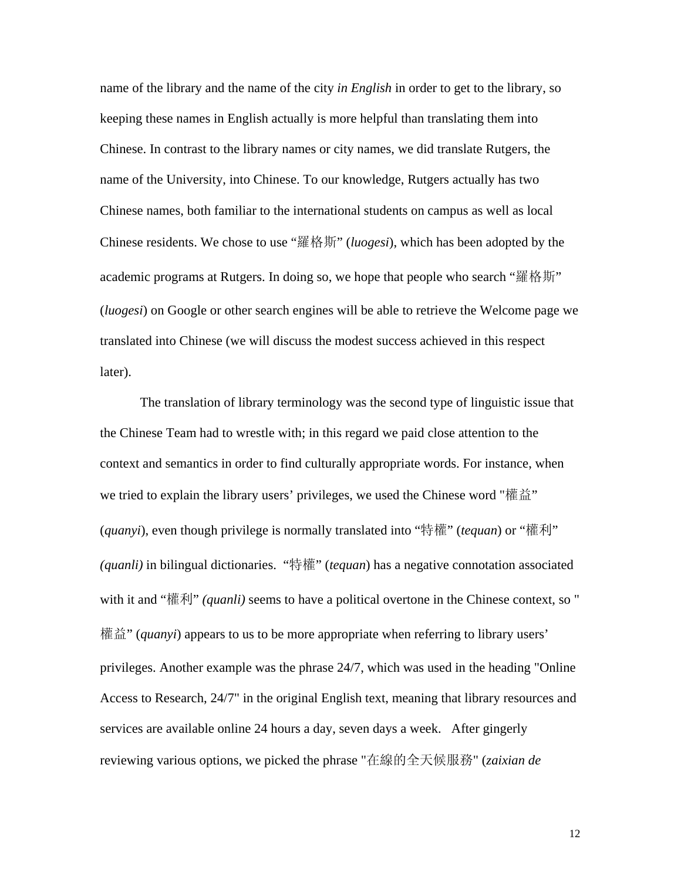name of the library and the name of the city *in English* in order to get to the library, so keeping these names in English actually is more helpful than translating them into Chinese. In contrast to the library names or city names, we did translate Rutgers, the name of the University, into Chinese. To our knowledge, Rutgers actually has two Chinese names, both familiar to the international students on campus as well as local Chinese residents. We chose to use "羅格斯" (*luogesi*), which has been adopted by the academic programs at Rutgers. In doing so, we hope that people who search "羅格斯" (*luogesi*) on Google or other search engines will be able to retrieve the Welcome page we translated into Chinese (we will discuss the modest success achieved in this respect later).

The translation of library terminology was the second type of linguistic issue that the Chinese Team had to wrestle with; in this regard we paid close attention to the context and semantics in order to find culturally appropriate words. For instance, when we tried to explain the library users' privileges, we used the Chinese word "權益" (*quanyi*), even though privilege is normally translated into "特權" (*tequan*) or "權利" *(quanli)* in bilingual dictionaries. "特權" (*tequan*) has a negative connotation associated with it and "權利" *(quanli)* seems to have a political overtone in the Chinese context, so "權益" (*quanyi*) appears to us to be more appropriate when referring to library users' privileges. Another example was the phrase 24/7, which was used in the heading "Online Access to Research, 24/7" in the original English text, meaning that library resources and services are available online 24 hours a day, seven days a week. After gingerly reviewing various options, we picked the phrase "在線的全天候服務" (*zaixian de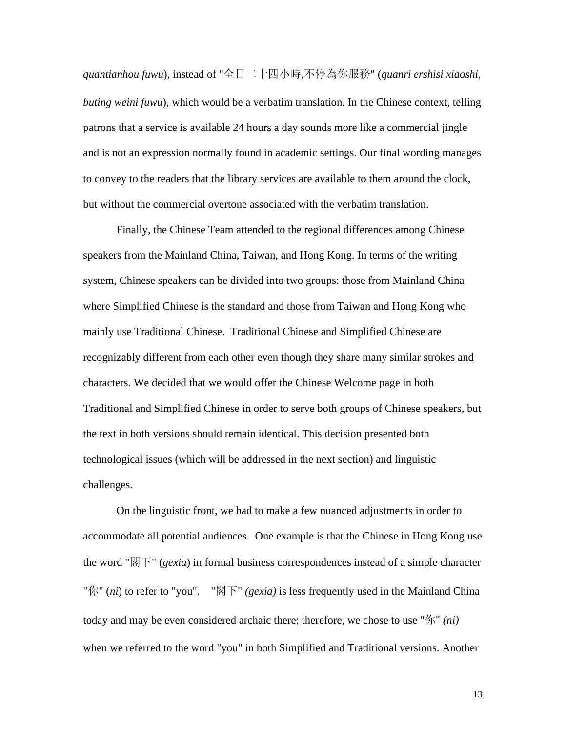*quantianhou fuwu*), instead of "全日二十四小時,不停為你服務" (*quanri ershisi xiaoshi, buting weini fuwu*), which would be a verbatim translation. In the Chinese context, telling patrons that a service is available 24 hours a day sounds more like a commercial jingle and is not an expression normally found in academic settings. Our final wording manages to convey to the readers that the library services are available to them around the clock, but without the commercial overtone associated with the verbatim translation.

Finally, the Chinese Team attended to the regional differences among Chinese speakers from the Mainland China, Taiwan, and Hong Kong. In terms of the writing system, Chinese speakers can be divided into two groups: those from Mainland China where Simplified Chinese is the standard and those from Taiwan and Hong Kong who mainly use Traditional Chinese. Traditional Chinese and Simplified Chinese are recognizably different from each other even though they share many similar strokes and characters. We decided that we would offer the Chinese Welcome page in both Traditional and Simplified Chinese in order to serve both groups of Chinese speakers, but the text in both versions should remain identical. This decision presented both technological issues (which will be addressed in the next section) and linguistic challenges.

On the linguistic front, we had to make a few nuanced adjustments in order to accommodate all potential audiences. One example is that the Chinese in Hong Kong use the word "閣下" (*gexia*) in formal business correspondences instead of a simple character "你" (*ni*) to refer to "you". "閣下" *(gexia)* is less frequently used in the Mainland China today and may be even considered archaic there; therefore, we chose to use "你" *(ni)* when we referred to the word "you" in both Simplified and Traditional versions. Another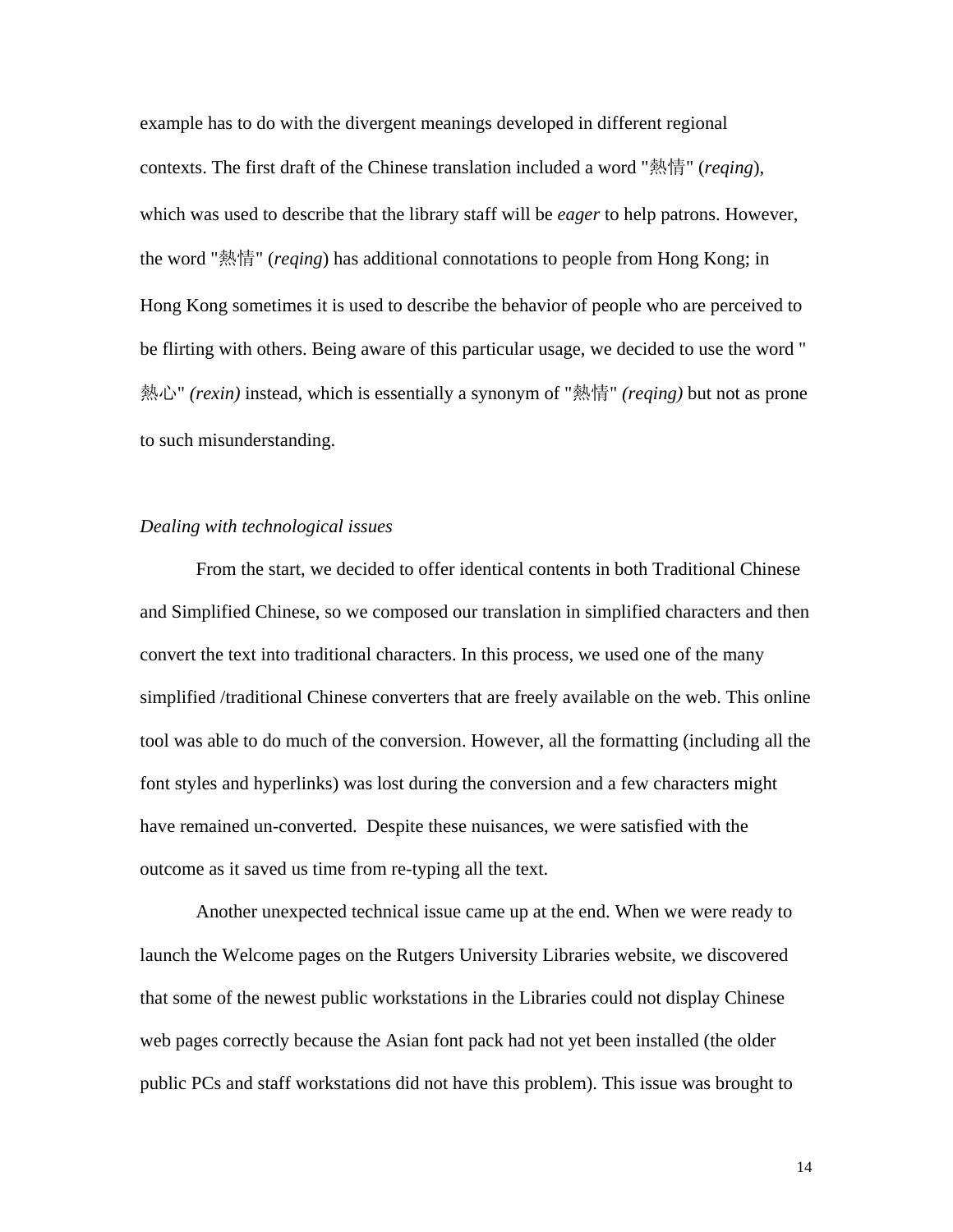example has to do with the divergent meanings developed in different regional contexts. The first draft of the Chinese translation included a word "熱情" (*reqing*), which was used to describe that the library staff will be *eager* to help patrons. However, the word "熱情" (*reqing*) has additional connotations to people from Hong Kong; in Hong Kong sometimes it is used to describe the behavior of people who are perceived to be flirting with others. Being aware of this particular usage, we decided to use the word "熱心" *(rexin)* instead, which is essentially a synonym of "熱情" *(reqing)* but not as prone to such misunderstanding.

*Dealing with technological issues*

From the start, we decided to offer identical contents in both Traditional Chinese and Simplified Chinese, so we composed our translation in simplified characters and then convert the text into traditional characters. In this process, we used one of the many simplified /traditional Chinese converters that are freely available on the web. This online tool was able to do much of the conversion. However, all the formatting (including all the font styles and hyperlinks) was lost during the conversion and a few characters might have remained un-converted. Despite these nuisances, we were satisfied with the outcome as it saved us time from re-typing all the text.

Another unexpected technical issue came up at the end. When we were ready to launch the Welcome pages on the Rutgers University Libraries website, we discovered that some of the newest public workstations in the Libraries could not display Chinese web pages correctly because the Asian font pack had not yet been installed (the older public PCs and staff workstations did not have this problem). This issue was brought to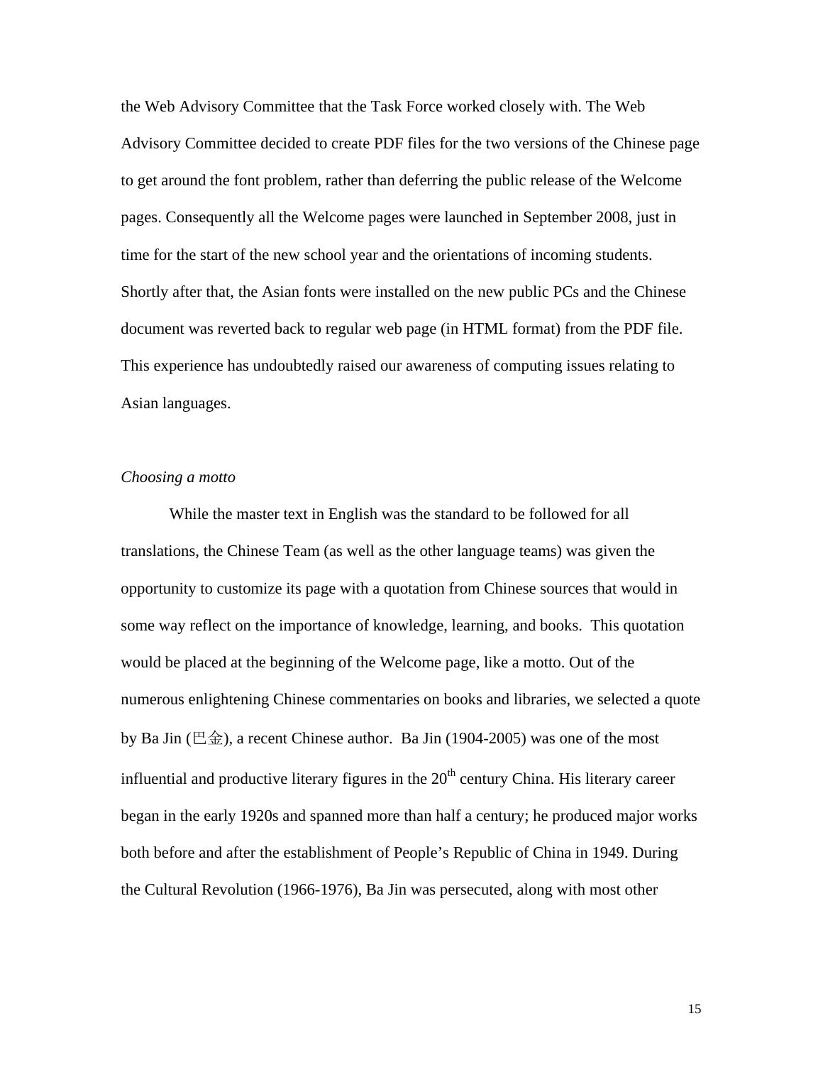the Web Advisory Committee that the Task Force worked closely with. The Web Advisory Committee decided to create PDF files for the two versions of the Chinese page to get around the font problem, rather than deferring the public release of the Welcome pages. Consequently all the Welcome pages were launched in September 2008, just in time for the start of the new school year and the orientations of incoming students. Shortly after that, the Asian fonts were installed on the new public PCs and the Chinese document was reverted back to regular web page (in HTML format) from the PDF file. This experience has undoubtedly raised our awareness of computing issues relating to Asian languages.

*Choosing a motto*

While the master text in English was the standard to be followed for all translations, the Chinese Team (as well as the other language teams) was given the opportunity to customize its page with a quotation from Chinese sources that would in some way reflect on the importance of knowledge, learning, and books. This quotation would be placed at the beginning of the Welcome page, like a motto. Out of the numerous enlightening Chinese commentaries on books and libraries, we selected a quote by Ba Jin (巴金), a recent Chinese author. Ba Jin (1904-2005) was one of the most influential and productive literary figures in the 20th century China. His literary career began in the early 1920s and spanned more than half a century; he produced major works both before and after the establishment of People's Republic of China in 1949. During the Cultural Revolution (1966-1976), Ba Jin was persecuted, along with most other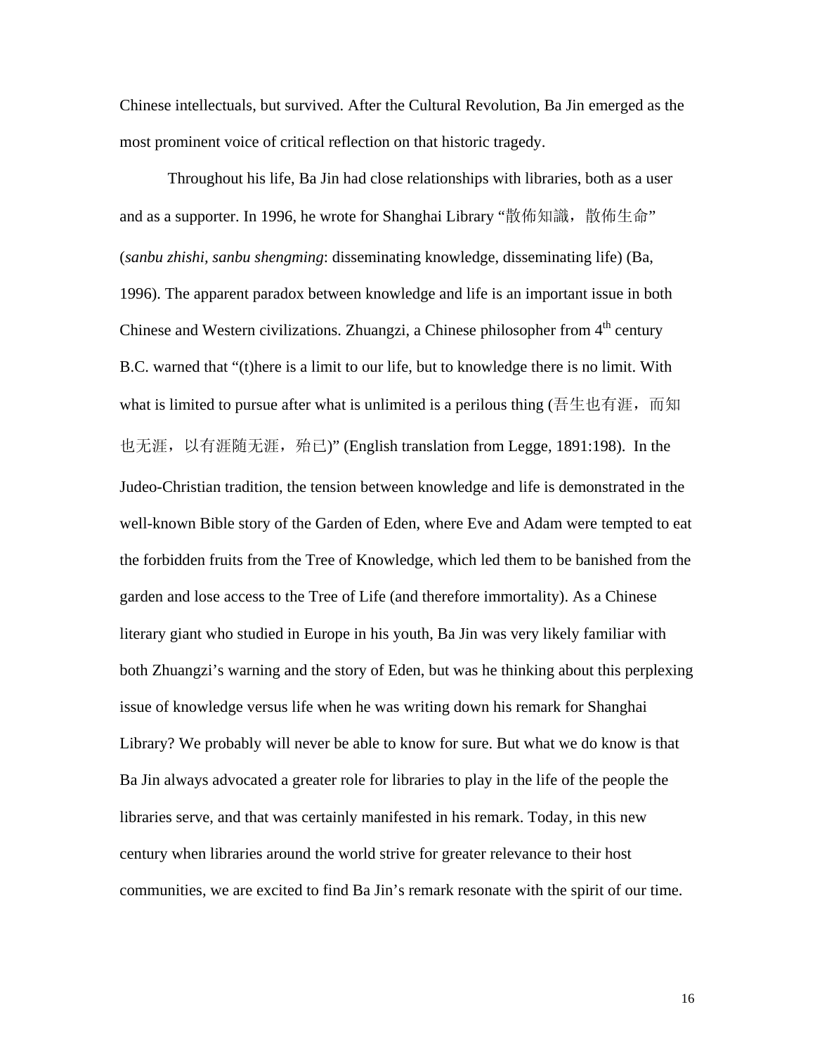Chinese intellectuals, but survived. After the Cultural Revolution, Ba Jin emerged as the most prominent voice of critical reflection on that historic tragedy.

Throughout his life, Ba Jin had close relationships with libraries, both as a user and as a supporter. In 1996, he wrote for Shanghai Library "散佈知識，散佈生命" (*sanbu zhishi, sanbu shengming*: disseminating knowledge, disseminating life) (Ba, 1996). The apparent paradox between knowledge and life is an important issue in both Chinese and Western civilizations. Zhuangzi, a Chinese philosopher from 4th century B.C. warned that "(t)here is a limit to our life, but to knowledge there is no limit. With what is limited to pursue after what is unlimited is a perilous thing (吾生也有涯，而知也无涯，以有涯随无涯，殆已)" (English translation from Legge, 1891:198). In the Judeo-Christian tradition, the tension between knowledge and life is demonstrated in the well-known Bible story of the Garden of Eden, where Eve and Adam were tempted to eat the forbidden fruits from the Tree of Knowledge, which led them to be banished from the garden and lose access to the Tree of Life (and therefore immortality). As a Chinese literary giant who studied in Europe in his youth, Ba Jin was very likely familiar with both Zhuangzi's warning and the story of Eden, but was he thinking about this perplexing issue of knowledge versus life when he was writing down his remark for Shanghai Library? We probably will never be able to know for sure. But what we do know is that Ba Jin always advocated a greater role for libraries to play in the life of the people the libraries serve, and that was certainly manifested in his remark. Today, in this new century when libraries around the world strive for greater relevance to their host communities, we are excited to find Ba Jin's remark resonate with the spirit of our time.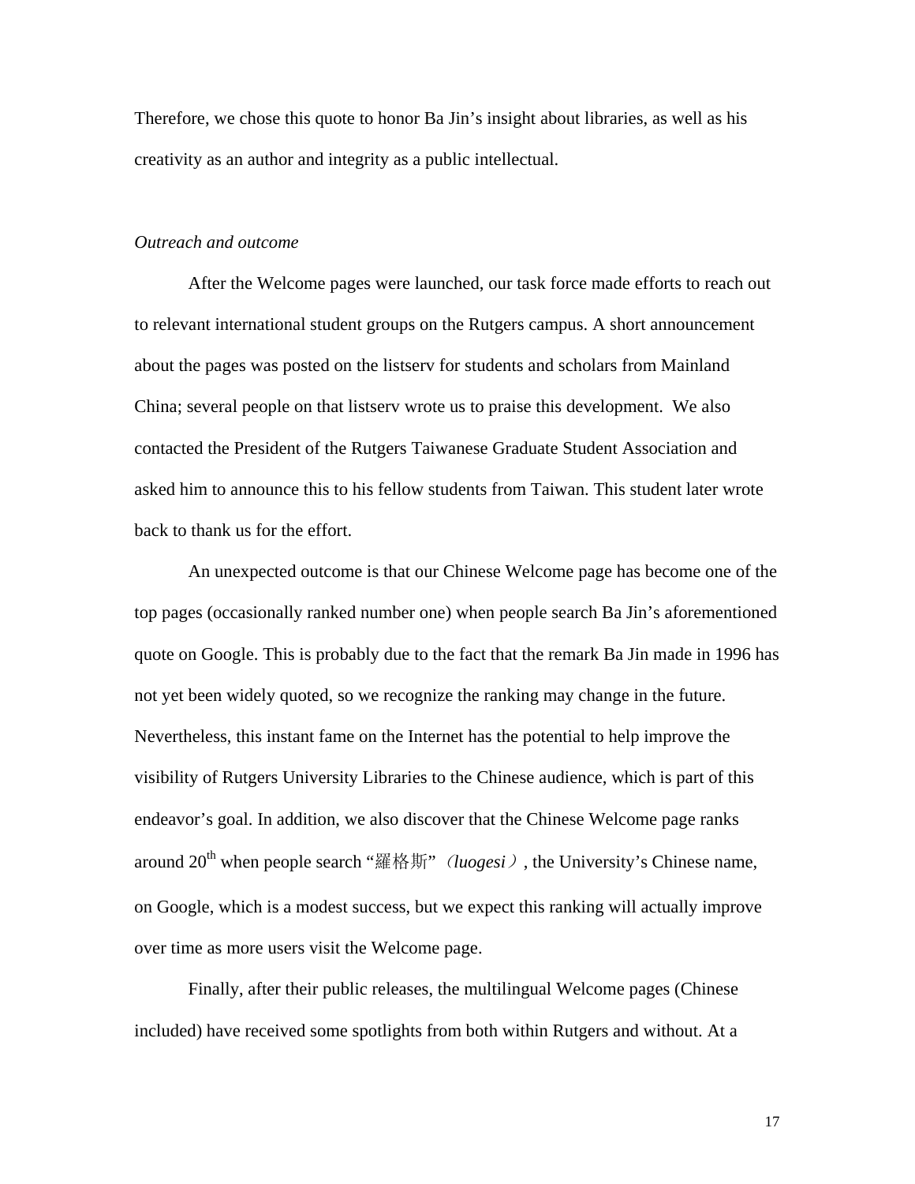Therefore, we chose this quote to honor Ba Jin's insight about libraries, as well as his creativity as an author and integrity as a public intellectual.

*Outreach and outcome*

After the Welcome pages were launched, our task force made efforts to reach out to relevant international student groups on the Rutgers campus. A short announcement about the pages was posted on the listserv for students and scholars from Mainland China; several people on that listserv wrote us to praise this development. We also contacted the President of the Rutgers Taiwanese Graduate Student Association and asked him to announce this to his fellow students from Taiwan. This student later wrote back to thank us for the effort.

An unexpected outcome is that our Chinese Welcome page has become one of the top pages (occasionally ranked number one) when people search Ba Jin's aforementioned quote on Google. This is probably due to the fact that the remark Ba Jin made in 1996 has not yet been widely quoted, so we recognize the ranking may change in the future. Nevertheless, this instant fame on the Internet has the potential to help improve the visibility of Rutgers University Libraries to the Chinese audience, which is part of this endeavor's goal. In addition, we also discover that the Chinese Welcome page ranks around 20th when people search "羅格斯"（*luogesi*）, the University's Chinese name, on Google, which is a modest success, but we expect this ranking will actually improve over time as more users visit the Welcome page.

Finally, after their public releases, the multilingual Welcome pages (Chinese included) have received some spotlights from both within Rutgers and without. At a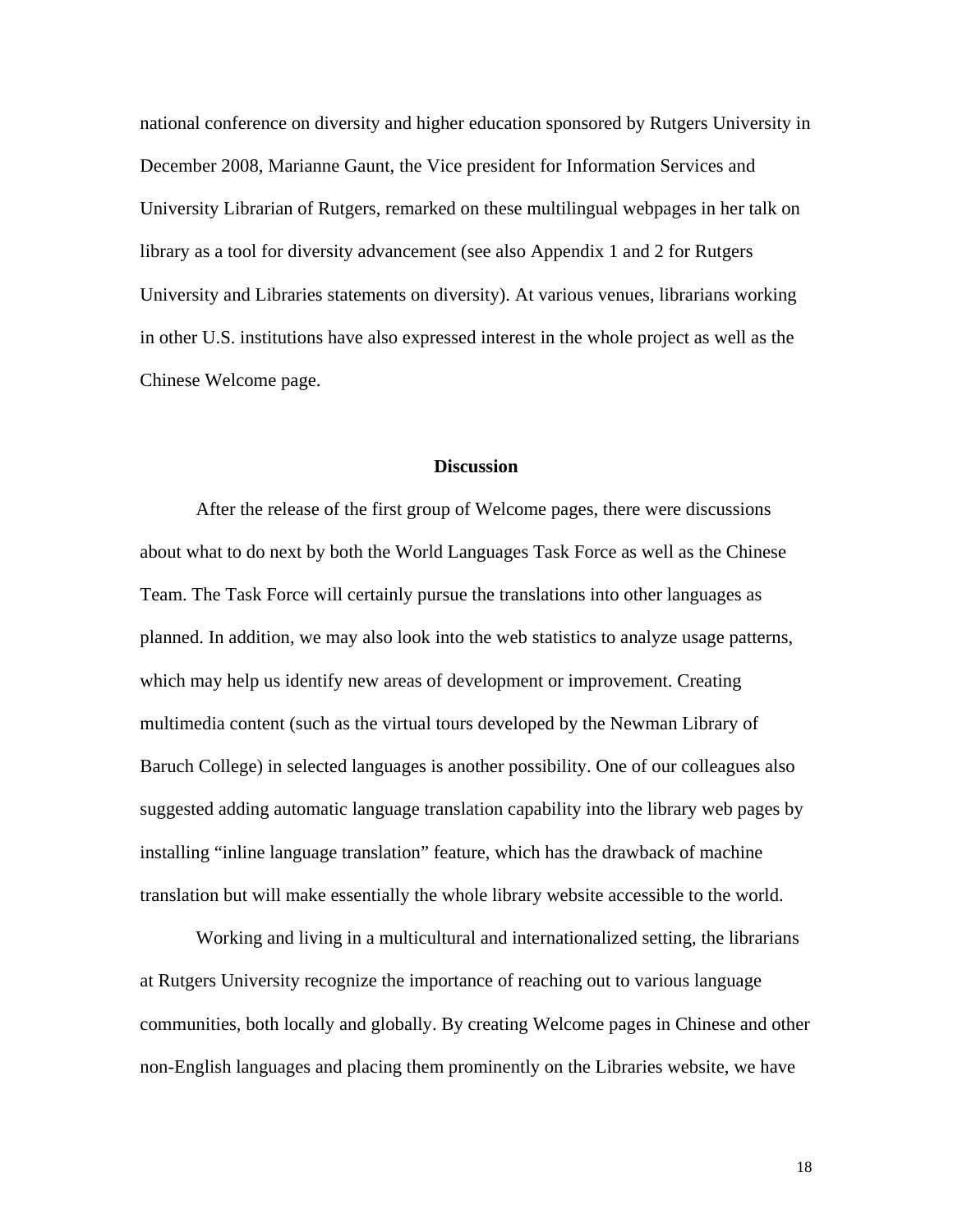national conference on diversity and higher education sponsored by Rutgers University in December 2008, Marianne Gaunt, the Vice president for Information Services and University Librarian of Rutgers, remarked on these multilingual webpages in her talk on library as a tool for diversity advancement (see also Appendix 1 and 2 for Rutgers University and Libraries statements on diversity). At various venues, librarians working in other U.S. institutions have also expressed interest in the whole project as well as the Chinese Welcome page.

## Discussion

After the release of the first group of Welcome pages, there were discussions about what to do next by both the World Languages Task Force as well as the Chinese Team. The Task Force will certainly pursue the translations into other languages as planned. In addition, we may also look into the web statistics to analyze usage patterns, which may help us identify new areas of development or improvement. Creating multimedia content (such as the virtual tours developed by the Newman Library of Baruch College) in selected languages is another possibility. One of our colleagues also suggested adding automatic language translation capability into the library web pages by installing "inline language translation" feature, which has the drawback of machine translation but will make essentially the whole library website accessible to the world.

Working and living in a multicultural and internationalized setting, the librarians at Rutgers University recognize the importance of reaching out to various language communities, both locally and globally. By creating Welcome pages in Chinese and other non-English languages and placing them prominently on the Libraries website, we have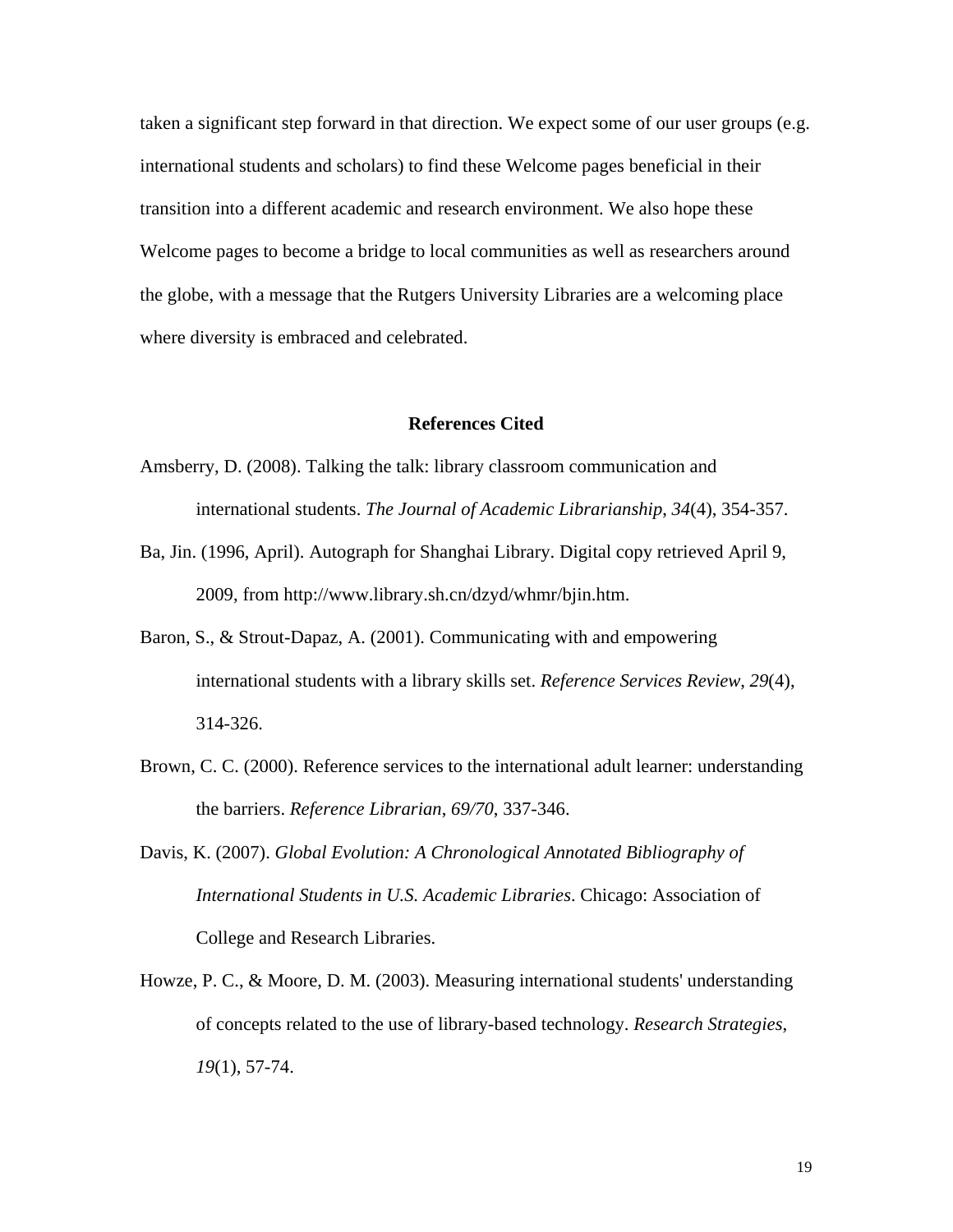taken a significant step forward in that direction. We expect some of our user groups (e.g. international students and scholars) to find these Welcome pages beneficial in their transition into a different academic and research environment. We also hope these Welcome pages to become a bridge to local communities as well as researchers around the globe, with a message that the Rutgers University Libraries are a welcoming place where diversity is embraced and celebrated.

## References Cited

Amsberry, D. (2008). Talking the talk: library classroom communication and international students. *The Journal of Academic Librarianship, 34*(4), 354-357.

Ba, Jin. (1996, April). Autograph for Shanghai Library. Digital copy retrieved April 9, 2009, from http://www.library.sh.cn/dzyd/whmr/bjin.htm.

Baron, S., & Strout-Dapaz, A. (2001). Communicating with and empowering international students with a library skills set. *Reference Services Review*, *29*(4), 314-326.

Brown, C. C. (2000). Reference services to the international adult learner: understanding the barriers. *Reference Librarian*, *69/70*, 337-346.

Davis, K. (2007). *Global Evolution: A Chronological Annotated Bibliography of International Students in U.S. Academic Libraries*. Chicago: Association of College and Research Libraries.

Howze, P. C., & Moore, D. M. (2003). Measuring international students' understanding of concepts related to the use of library-based technology. *Research Strategies*, *19*(1), 57-74.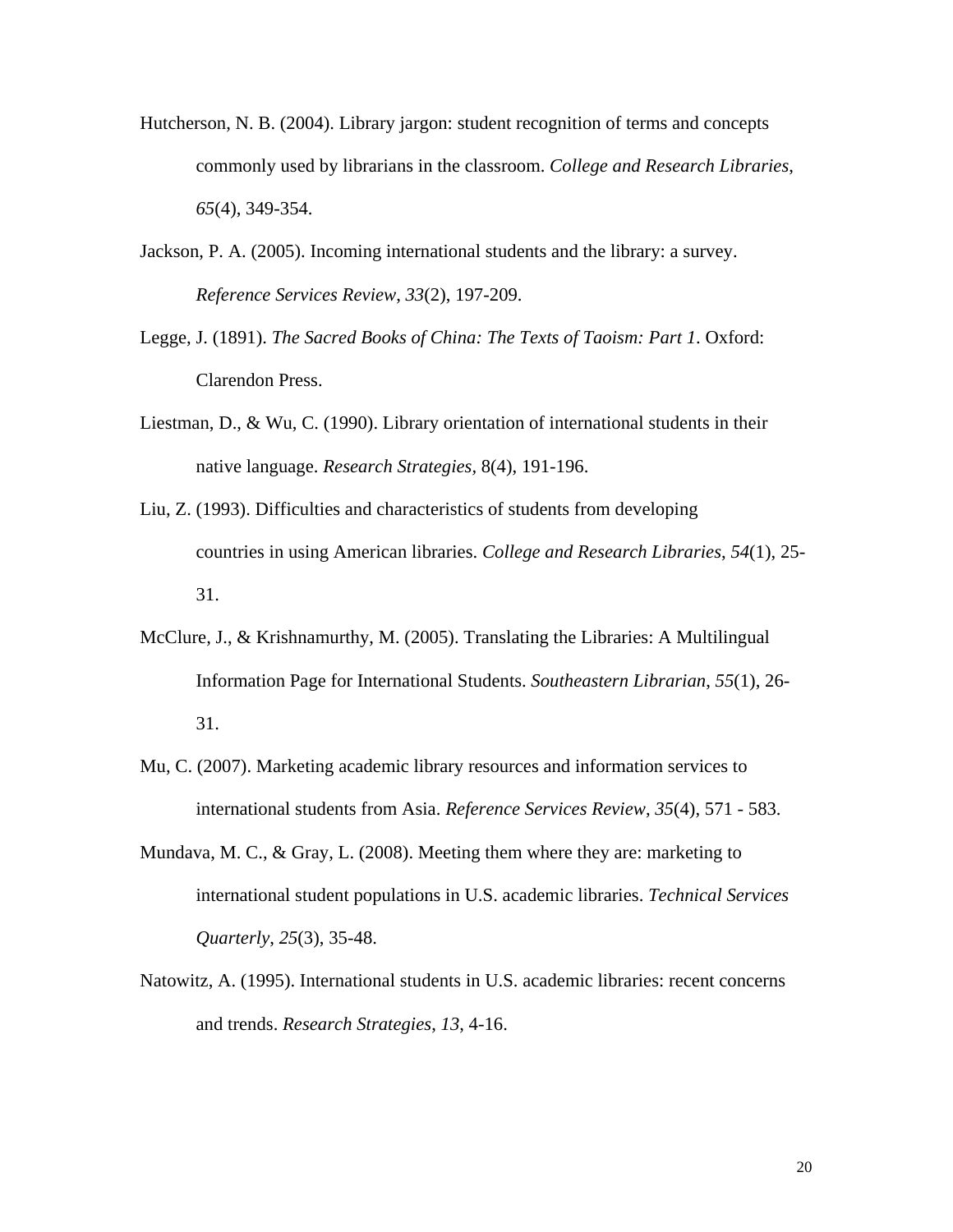Hutcherson, N. B. (2004). Library jargon: student recognition of terms and concepts commonly used by librarians in the classroom. *College and Research Libraries*, *65*(4), 349-354.

Jackson, P. A. (2005). Incoming international students and the library: a survey. *Reference Services Review*, *33*(2), 197-209.

Legge, J. (1891). *The Sacred Books of China: The Texts of Taoism: Part 1*. Oxford: Clarendon Press.

Liestman, D., & Wu, C. (1990). Library orientation of international students in their native language. *Research Strategies,* 8(4), 191-196.

Liu, Z. (1993). Difficulties and characteristics of students from developing countries in using American libraries. *College and Research Libraries*, *54*(1), 25-31.

McClure, J., & Krishnamurthy, M. (2005). Translating the Libraries: A Multilingual Information Page for International Students. *Southeastern Librarian*, *55*(1), 26-31.

Mu, C. (2007). Marketing academic library resources and information services to international students from Asia. *Reference Services Review*, *35*(4), 571 - 583.

Mundava, M. C., & Gray, L. (2008). Meeting them where they are: marketing to international student populations in U.S. academic libraries. *Technical Services Quarterly*, *25*(3), 35-48.

Natowitz, A. (1995). International students in U.S. academic libraries: recent concerns and trends. *Research Strategies*, *13*, 4-16.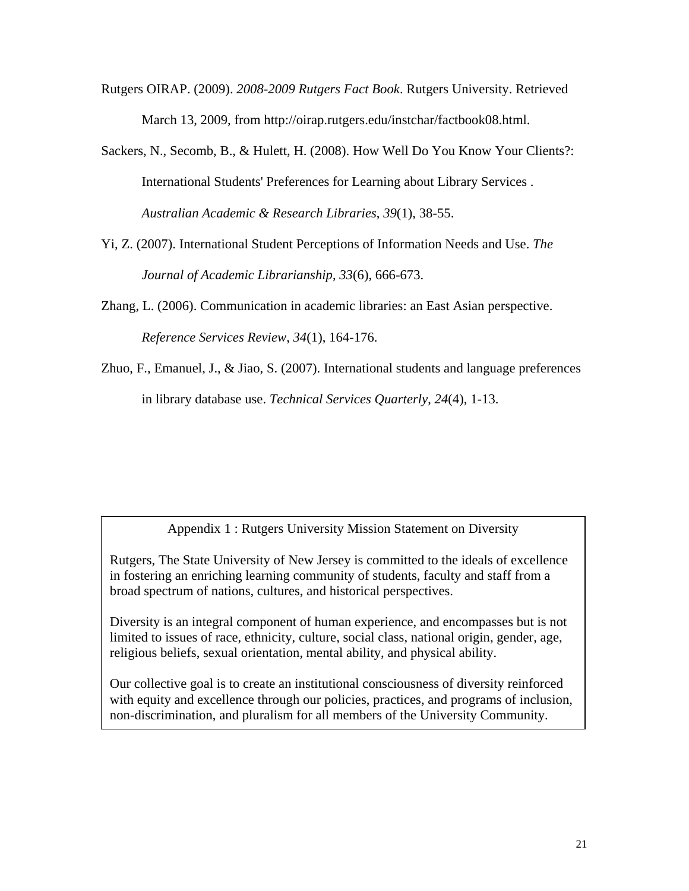Rutgers OIRAP. (2009). *2008-2009 Rutgers Fact Book*. Rutgers University. Retrieved March 13, 2009, from http://oirap.rutgers.edu/instchar/factbook08.html.

Sackers, N., Secomb, B., & Hulett, H. (2008). How Well Do You Know Your Clients?: International Students' Preferences for Learning about Library Services . *Australian Academic & Research Libraries*, *39*(1), 38-55.

Yi, Z. (2007). International Student Perceptions of Information Needs and Use. *The Journal of Academic Librarianship*, *33*(6), 666-673.

Zhang, L. (2006). Communication in academic libraries: an East Asian perspective. *Reference Services Review*, *34*(1), 164-176.

Zhuo, F., Emanuel, J., & Jiao, S. (2007). International students and language preferences in library database use. *Technical Services Quarterly*, *24*(4), 1-13.

Appendix 1 : Rutgers University Mission Statement on Diversity

Rutgers, The State University of New Jersey is committed to the ideals of excellence in fostering an enriching learning community of students, faculty and staff from a broad spectrum of nations, cultures, and historical perspectives.

Diversity is an integral component of human experience, and encompasses but is not limited to issues of race, ethnicity, culture, social class, national origin, gender, age, religious beliefs, sexual orientation, mental ability, and physical ability.

Our collective goal is to create an institutional consciousness of diversity reinforced with equity and excellence through our policies, practices, and programs of inclusion, non-discrimination, and pluralism for all members of the University Community.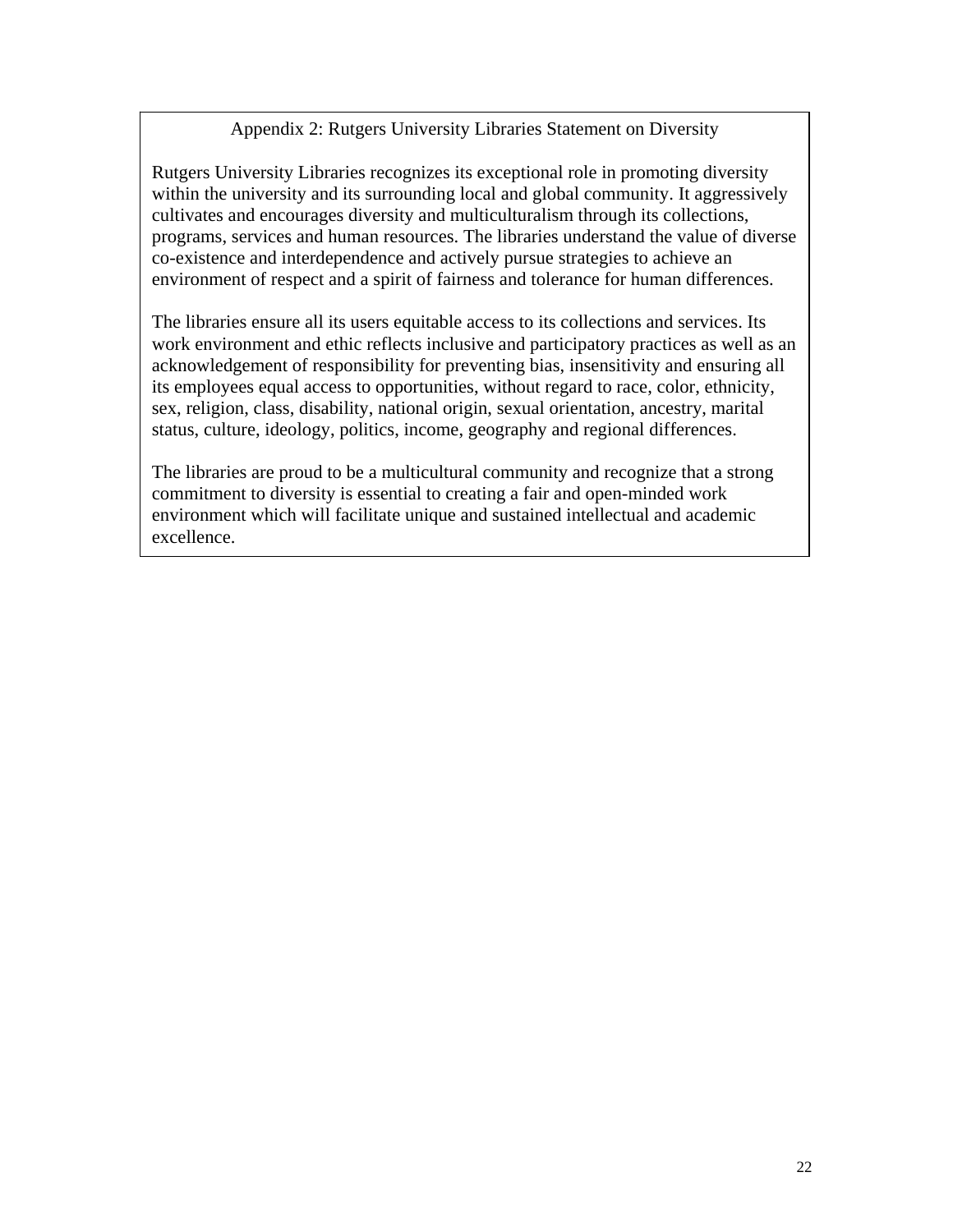## Appendix 2: Rutgers University Libraries Statement on Diversity

Rutgers University Libraries recognizes its exceptional role in promoting diversity within the university and its surrounding local and global community. It aggressively cultivates and encourages diversity and multiculturalism through its collections, programs, services and human resources. The libraries understand the value of diverse co-existence and interdependence and actively pursue strategies to achieve an environment of respect and a spirit of fairness and tolerance for human differences.

The libraries ensure all its users equitable access to its collections and services. Its work environment and ethic reflects inclusive and participatory practices as well as an acknowledgement of responsibility for preventing bias, insensitivity and ensuring all its employees equal access to opportunities, without regard to race, color, ethnicity, sex, religion, class, disability, national origin, sexual orientation, ancestry, marital status, culture, ideology, politics, income, geography and regional differences.

The libraries are proud to be a multicultural community and recognize that a strong commitment to diversity is essential to creating a fair and open-minded work environment which will facilitate unique and sustained intellectual and academic excellence.